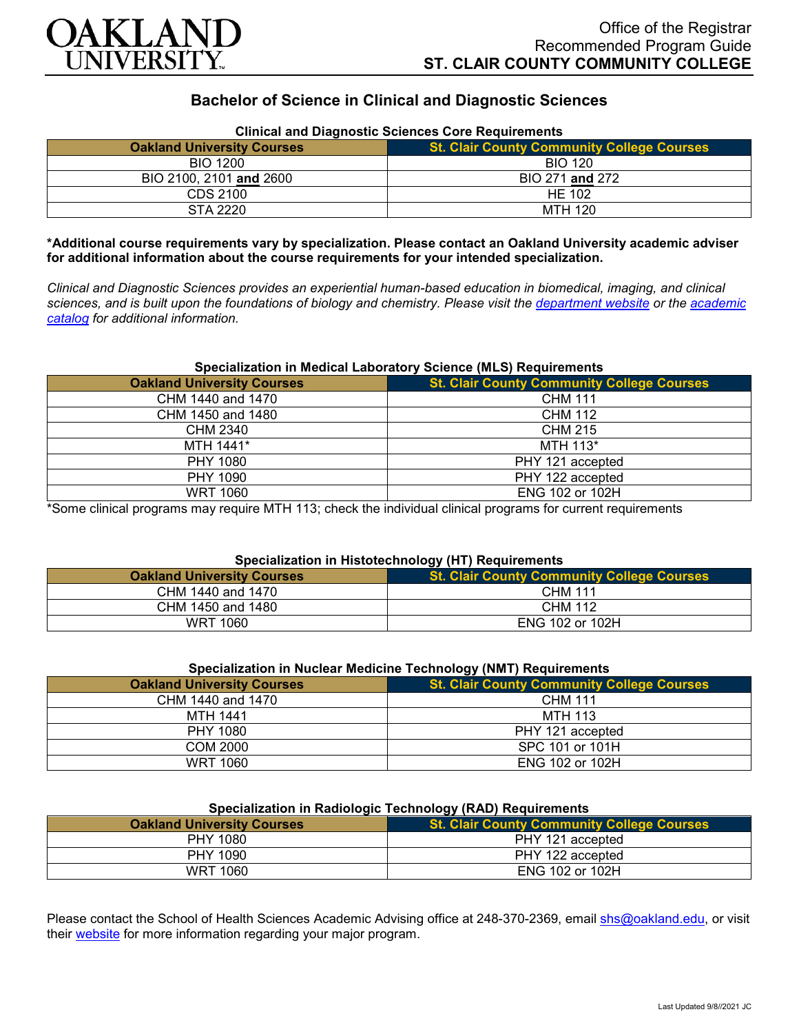Office of the Registrar
Recommended Program Guide
**ST. CLAIR COUNTY COMMUNITY COLLEGE**

# Bachelor of Science in Clinical and Diagnostic Sciences

### Clinical and Diagnostic Sciences Core Requirements

| Oakland University Courses | St. Clair County Community College Courses |
|---|---|
| BIO 1200 | BIO 120 |
| BIO 2100, 2101 **and** 2600 | BIO 271 **and** 272 |
| CDS 2100 | HE 102 |
| STA 2220 | MTH 120 |

**\*Additional course requirements vary by specialization. Please contact an Oakland University academic adviser for additional information about the course requirements for your intended specialization.**

*Clinical and Diagnostic Sciences provides an experiential human-based education in biomedical, imaging, and clinical sciences, and is built upon the foundations of biology and chemistry. Please visit the [department website]() or the [academic catalog]() for additional information.*

### Specialization in Medical Laboratory Science (MLS) Requirements

| Oakland University Courses | St. Clair County Community College Courses |
|---|---|
| CHM 1440 and 1470 | CHM 111 |
| CHM 1450 and 1480 | CHM 112 |
| CHM 2340 | CHM 215 |
| MTH 1441* | MTH 113* |
| PHY 1080 | PHY 121 accepted |
| PHY 1090 | PHY 122 accepted |
| WRT 1060 | ENG 102 or 102H |

*Some clinical programs may require MTH 113; check the individual clinical programs for current requirements

### Specialization in Histotechnology (HT) Requirements

| Oakland University Courses | St. Clair County Community College Courses |
|---|---|
| CHM 1440 and 1470 | CHM 111 |
| CHM 1450 and 1480 | CHM 112 |
| WRT 1060 | ENG 102 or 102H |

### Specialization in Nuclear Medicine Technology (NMT) Requirements

| Oakland University Courses | St. Clair County Community College Courses |
|---|---|
| CHM 1440 and 1470 | CHM 111 |
| MTH 1441 | MTH 113 |
| PHY 1080 | PHY 121 accepted |
| COM 2000 | SPC 101 or 101H |
| WRT 1060 | ENG 102 or 102H |

### Specialization in Radiologic Technology (RAD) Requirements

| Oakland University Courses | St. Clair County Community College Courses |
|---|---|
| PHY 1080 | PHY 121 accepted |
| PHY 1090 | PHY 122 accepted |
| WRT 1060 | ENG 102 or 102H |

Please contact the School of Health Sciences Academic Advising office at 248-370-2369, email [shs@oakland.edu](mailto:shs@oakland.edu), or visit their [website]() for more information regarding your major program.

Last Updated 9/8//2021 JC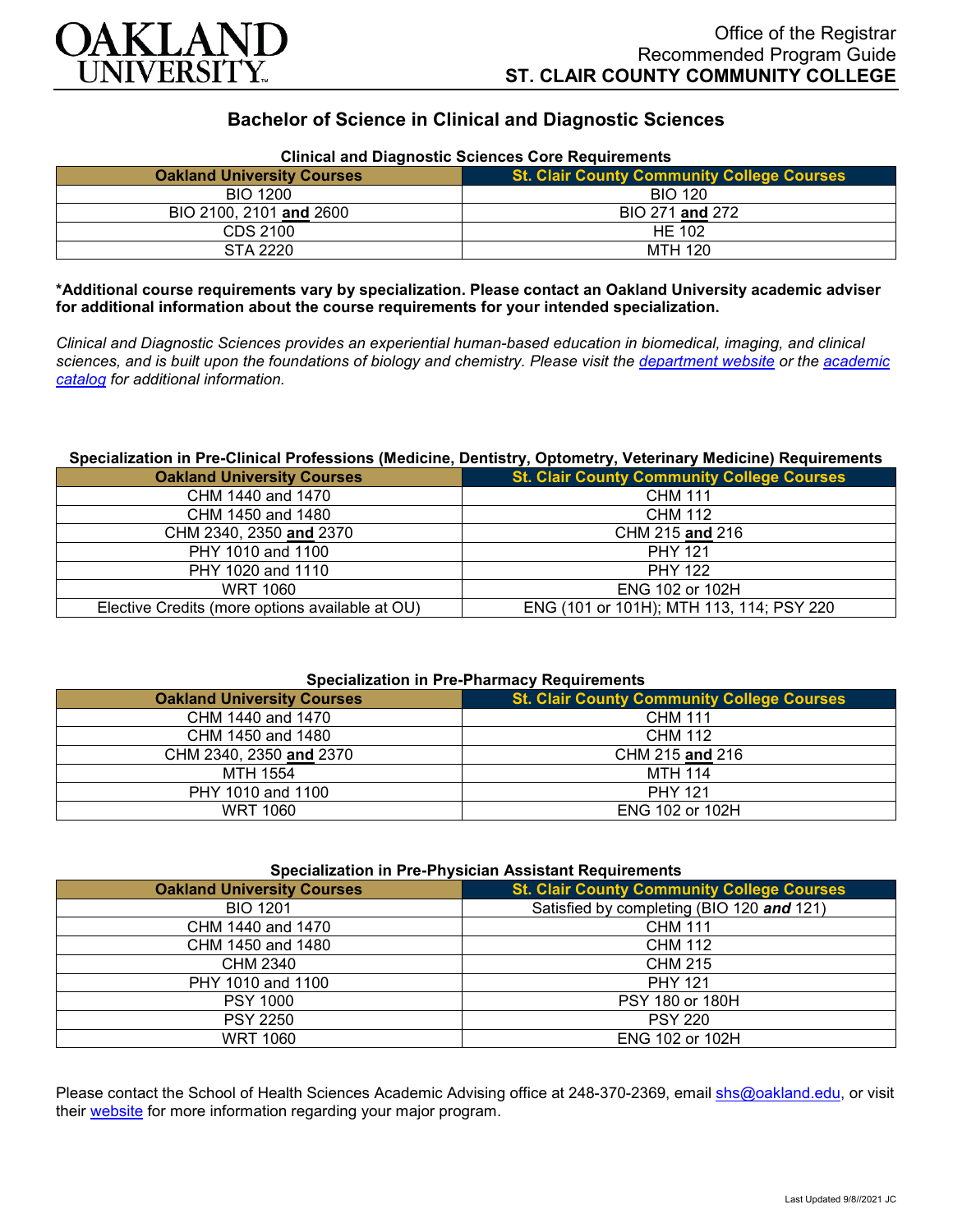Office of the Registrar
Recommended Program Guide
**ST. CLAIR COUNTY COMMUNITY COLLEGE**

# Bachelor of Science in Clinical and Diagnostic Sciences

### Clinical and Diagnostic Sciences Core Requirements

| Oakland University Courses | St. Clair County Community College Courses |
|---|---|
| BIO 1200 | BIO 120 |
| BIO 2100, 2101 **and** 2600 | BIO 271 **and** 272 |
| CDS 2100 | HE 102 |
| STA 2220 | MTH 120 |

**\*Additional course requirements vary by specialization. Please contact an Oakland University academic adviser for additional information about the course requirements for your intended specialization.**

*Clinical and Diagnostic Sciences provides an experiential human-based education in biomedical, imaging, and clinical sciences, and is built upon the foundations of biology and chemistry. Please visit the department website or the academic catalog for additional information.*

### Specialization in Pre-Clinical Professions (Medicine, Dentistry, Optometry, Veterinary Medicine) Requirements

| Oakland University Courses | St. Clair County Community College Courses |
|---|---|
| CHM 1440 and 1470 | CHM 111 |
| CHM 1450 and 1480 | CHM 112 |
| CHM 2340, 2350 **and** 2370 | CHM 215 **and** 216 |
| PHY 1010 and 1100 | PHY 121 |
| PHY 1020 and 1110 | PHY 122 |
| WRT 1060 | ENG 102 or 102H |
| Elective Credits (more options available at OU) | ENG (101 or 101H); MTH 113, 114; PSY 220 |

### Specialization in Pre-Pharmacy Requirements

| Oakland University Courses | St. Clair County Community College Courses |
|---|---|
| CHM 1440 and 1470 | CHM 111 |
| CHM 1450 and 1480 | CHM 112 |
| CHM 2340, 2350 **and** 2370 | CHM 215 **and** 216 |
| MTH 1554 | MTH 114 |
| PHY 1010 and 1100 | PHY 121 |
| WRT 1060 | ENG 102 or 102H |

### Specialization in Pre-Physician Assistant Requirements

| Oakland University Courses | St. Clair County Community College Courses |
|---|---|
| BIO 1201 | Satisfied by completing (BIO 120 ***and*** 121) |
| CHM 1440 and 1470 | CHM 111 |
| CHM 1450 and 1480 | CHM 112 |
| CHM 2340 | CHM 215 |
| PHY 1010 and 1100 | PHY 121 |
| PSY 1000 | PSY 180 or 180H |
| PSY 2250 | PSY 220 |
| WRT 1060 | ENG 102 or 102H |

Please contact the School of Health Sciences Academic Advising office at 248-370-2369, email shs@oakland.edu, or visit their website for more information regarding your major program.

Last Updated 9/8//2021 JC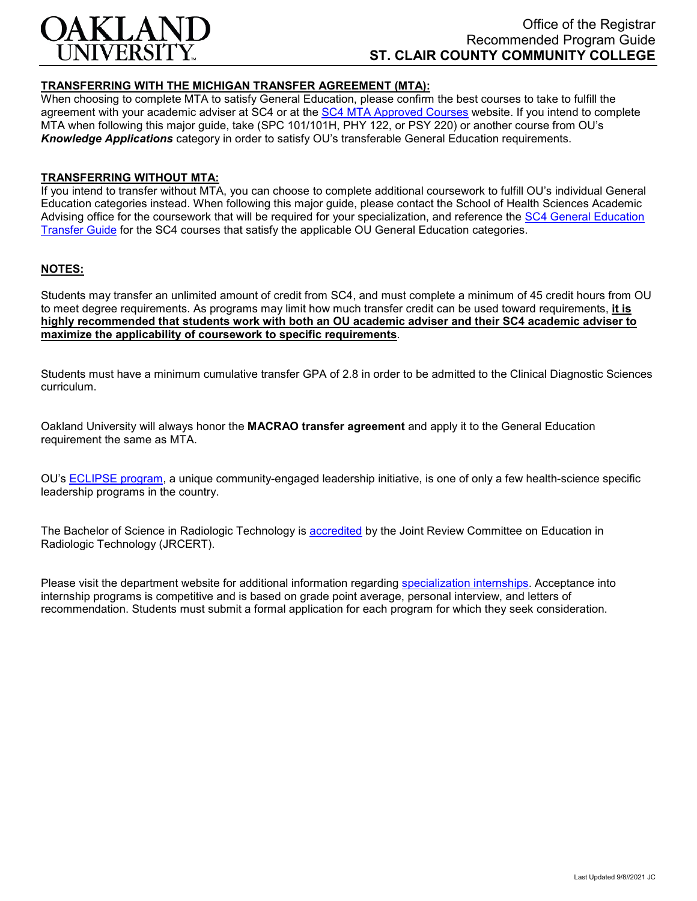## TRANSFERRING WITH THE MICHIGAN TRANSFER AGREEMENT (MTA):

When choosing to complete MTA to satisfy General Education, please confirm the best courses to take to fulfill the agreement with your academic adviser at SC4 or at the SC4 MTA Approved Courses website. If you intend to complete MTA when following this major guide, take (SPC 101/101H, PHY 122, or PSY 220) or another course from OU's ***Knowledge Applications*** category in order to satisfy OU's transferable General Education requirements.

## TRANSFERRING WITHOUT MTA:

If you intend to transfer without MTA, you can choose to complete additional coursework to fulfill OU's individual General Education categories instead. When following this major guide, please contact the School of Health Sciences Academic Advising office for the coursework that will be required for your specialization, and reference the SC4 General Education Transfer Guide for the SC4 courses that satisfy the applicable OU General Education categories.

## NOTES:

Students may transfer an unlimited amount of credit from SC4, and must complete a minimum of 45 credit hours from OU to meet degree requirements. As programs may limit how much transfer credit can be used toward requirements, **it is highly recommended that students work with both an OU academic adviser and their SC4 academic adviser to maximize the applicability of coursework to specific requirements**.

Students must have a minimum cumulative transfer GPA of 2.8 in order to be admitted to the Clinical Diagnostic Sciences curriculum.

Oakland University will always honor the **MACRAO transfer agreement** and apply it to the General Education requirement the same as MTA.

OU's ECLIPSE program, a unique community-engaged leadership initiative, is one of only a few health-science specific leadership programs in the country.

The Bachelor of Science in Radiologic Technology is accredited by the Joint Review Committee on Education in Radiologic Technology (JRCERT).

Please visit the department website for additional information regarding specialization internships. Acceptance into internship programs is competitive and is based on grade point average, personal interview, and letters of recommendation. Students must submit a formal application for each program for which they seek consideration.